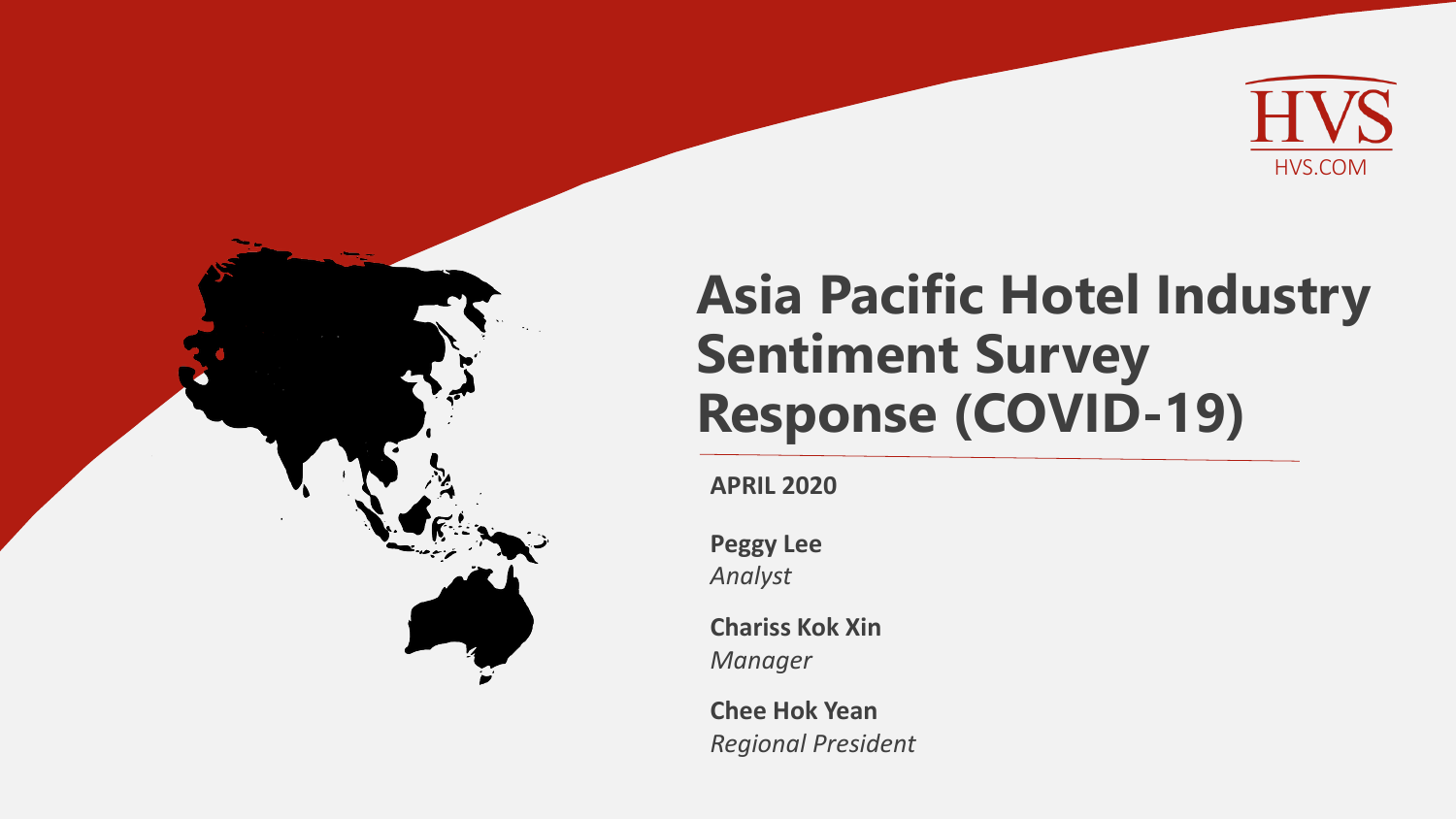HVS
HVS.COM

# Asia Pacific Hotel Industry Sentiment Survey Response (COVID-19)

**APRIL 2020**

**Peggy Lee**
*Analyst*

**Chariss Kok Xin**
*Manager*

**Chee Hok Yean**
*Regional President*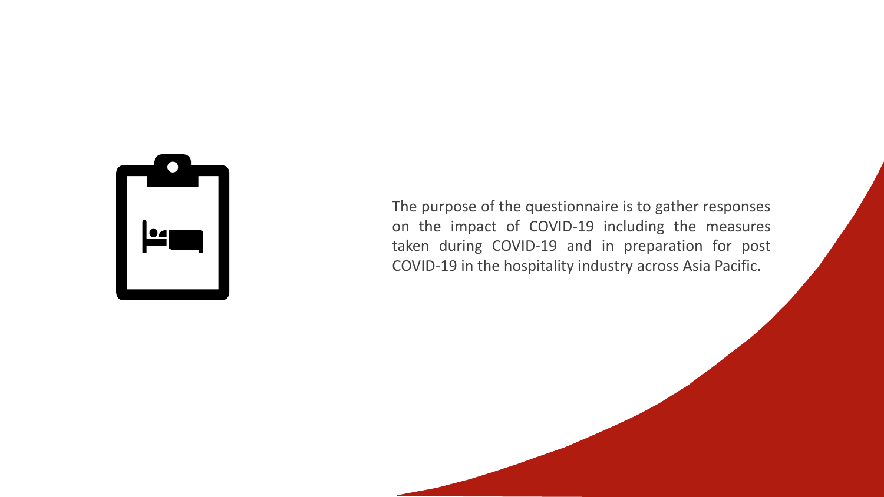The purpose of the questionnaire is to gather responses on the impact of COVID-19 including the measures taken during COVID-19 and in preparation for post COVID-19 in the hospitality industry across Asia Pacific.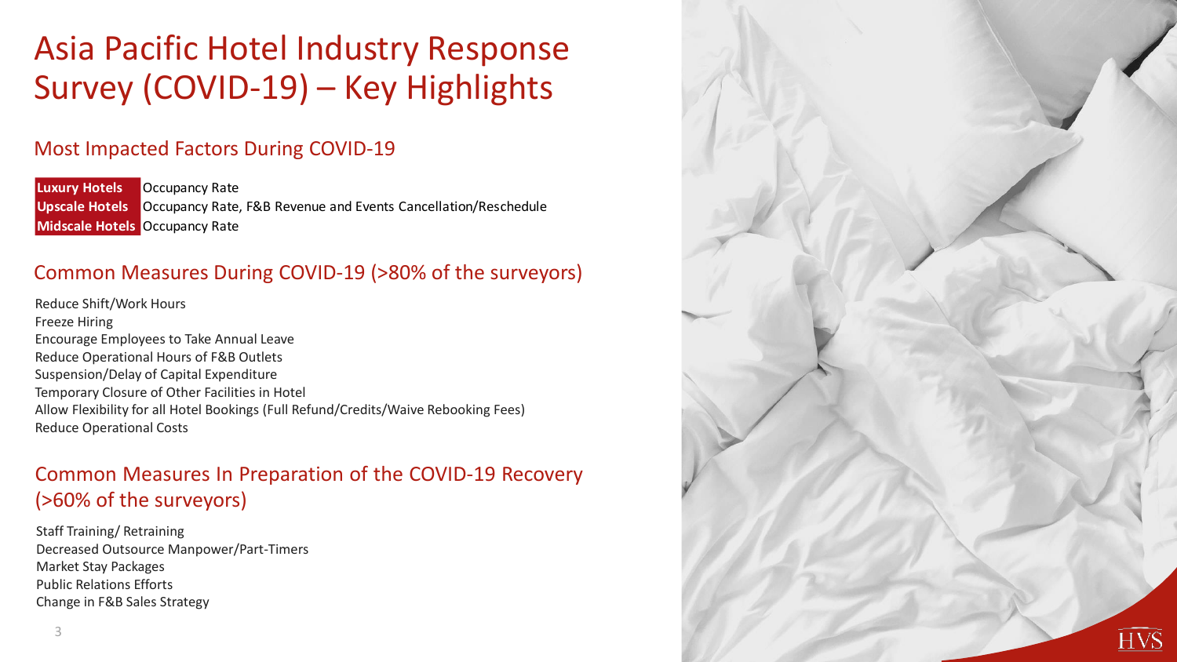# Asia Pacific Hotel Industry Response Survey (COVID-19) – Key Highlights

## Most Impacted Factors During COVID-19

| | |
|---|---|
| **Luxury Hotels** | Occupancy Rate |
| **Upscale Hotels** | Occupancy Rate, F&B Revenue and Events Cancellation/Reschedule |
| **Midscale Hotels** | Occupancy Rate |

## Common Measures During COVID-19 (>80% of the surveyors)

Reduce Shift/Work Hours
Freeze Hiring
Encourage Employees to Take Annual Leave
Reduce Operational Hours of F&B Outlets
Suspension/Delay of Capital Expenditure
Temporary Closure of Other Facilities in Hotel
Allow Flexibility for all Hotel Bookings (Full Refund/Credits/Waive Rebooking Fees)
Reduce Operational Costs

## Common Measures In Preparation of the COVID-19 Recovery (>60% of the surveyors)

Staff Training/ Retraining
Decreased Outsource Manpower/Part-Timers
Market Stay Packages
Public Relations Efforts
Change in F&B Sales Strategy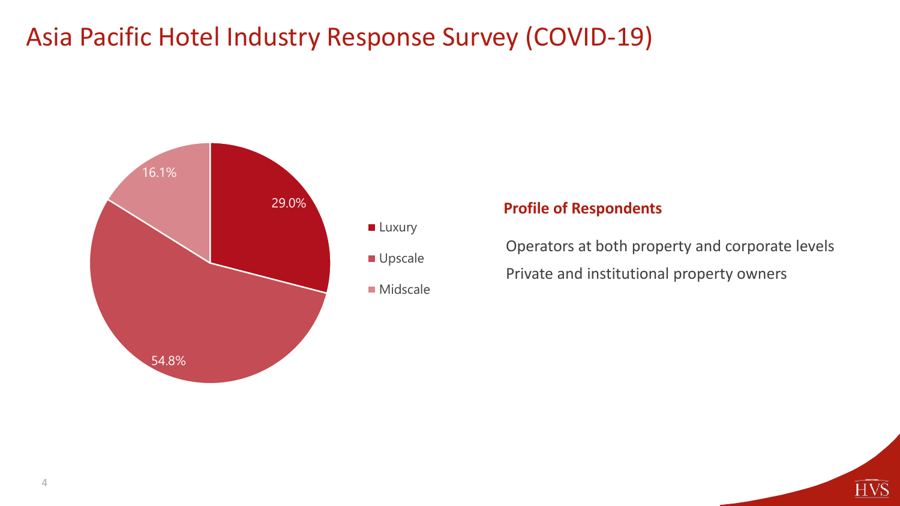# Asia Pacific Hotel Industry Response Survey (COVID-19)

| Segment | Share |
| --- | --- |
| Luxury | 29.0% |
| Upscale | 54.8% |
| Midscale | 16.1% |

**Profile of Respondents**

Operators at both property and corporate levels

Private and institutional property owners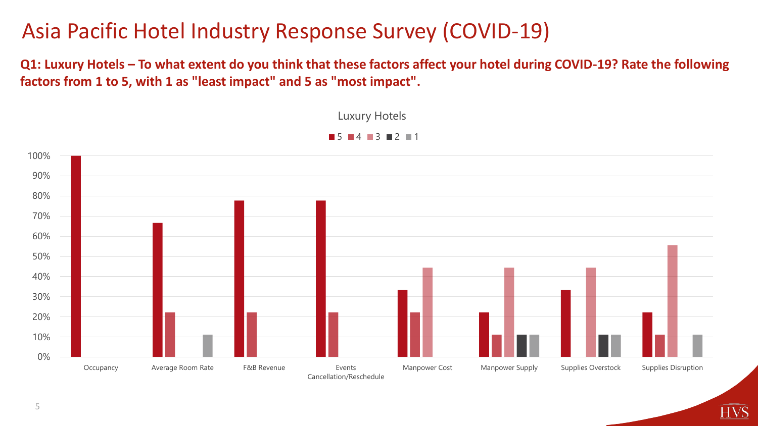# Asia Pacific Hotel Industry Response Survey (COVID-19)

**Q1: Luxury Hotels – To what extent do you think that these factors affect your hotel during COVID-19? Rate the following factors from 1 to 5, with 1 as "least impact" and 5 as "most impact".**

Luxury Hotels

| Factor | 5 | 4 | 3 | 2 | 1 |
|---|---|---|---|---|---|
| Occupancy | 100% | | | | |
| Average Room Rate | 67% | 22% | | | 11% |
| F&B Revenue | 78% | 22% | | | |
| Events Cancellation/Reschedule | 78% | 22% | | | |
| Manpower Cost | 33% | 22% | 44% | | |
| Manpower Supply | 22% | 11% | 44% | 11% | 11% |
| Supplies Overstock | 33% | | 44% | 11% | 11% |
| Supplies Disruption | 22% | 11% | 56% | | 11% |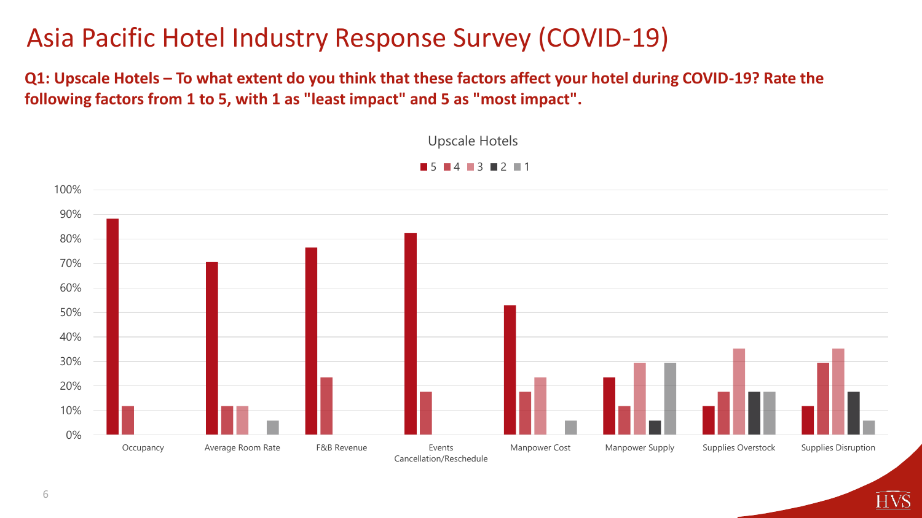# Asia Pacific Hotel Industry Response Survey (COVID-19)

**Q1: Upscale Hotels – To what extent do you think that these factors affect your hotel during COVID-19? Rate the following factors from 1 to 5, with 1 as "least impact" and 5 as "most impact".**

Upscale Hotels

| Factor | 5 | 4 | 3 | 2 | 1 |
|---|---|---|---|---|---|
| Occupancy | 88% | 12% | | | |
| Average Room Rate | 71% | 12% | 12% | | 6% |
| F&B Revenue | 76% | 24% | | | |
| Events Cancellation/Reschedule | 82% | 18% | | | |
| Manpower Cost | 53% | 18% | 24% | | 6% |
| Manpower Supply | 24% | 12% | 29% | 6% | 29% |
| Supplies Overstock | 12% | 18% | 35% | 18% | 18% |
| Supplies Disruption | 12% | 29% | 35% | 18% | 6% |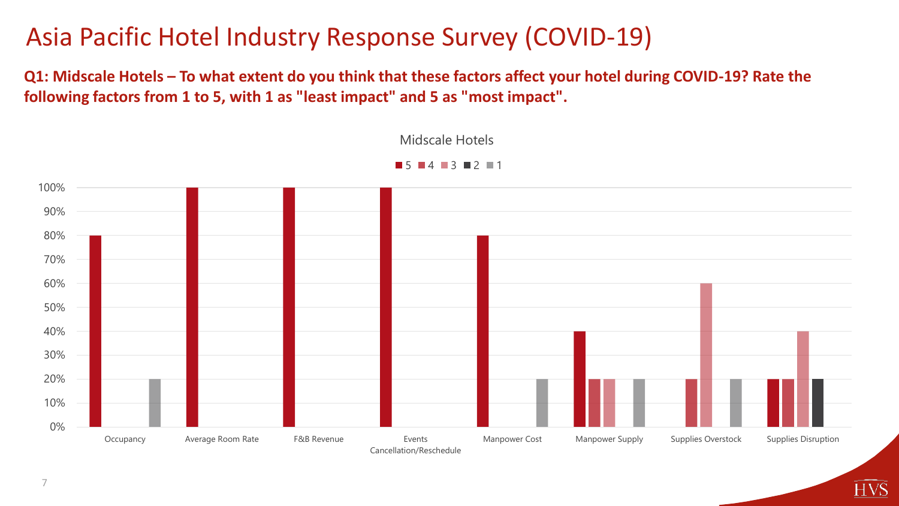# Asia Pacific Hotel Industry Response Survey (COVID-19)

**Q1: Midscale Hotels – To what extent do you think that these factors affect your hotel during COVID-19? Rate the following factors from 1 to 5, with 1 as "least impact" and 5 as "most impact".**

Midscale Hotels

| Factor | 5 | 4 | 3 | 2 | 1 |
|---|---|---|---|---|---|
| Occupancy | 80% | | | | 20% |
| Average Room Rate | 100% | | | | |
| F&B Revenue | 100% | | | | |
| Events Cancellation/Reschedule | 100% | | | | |
| Manpower Cost | 80% | | | | 20% |
| Manpower Supply | 40% | 20% | 20% | | 20% |
| Supplies Overstock | | 20% | 60% | | 20% |
| Supplies Disruption | 20% | 20% | 40% | 20% | |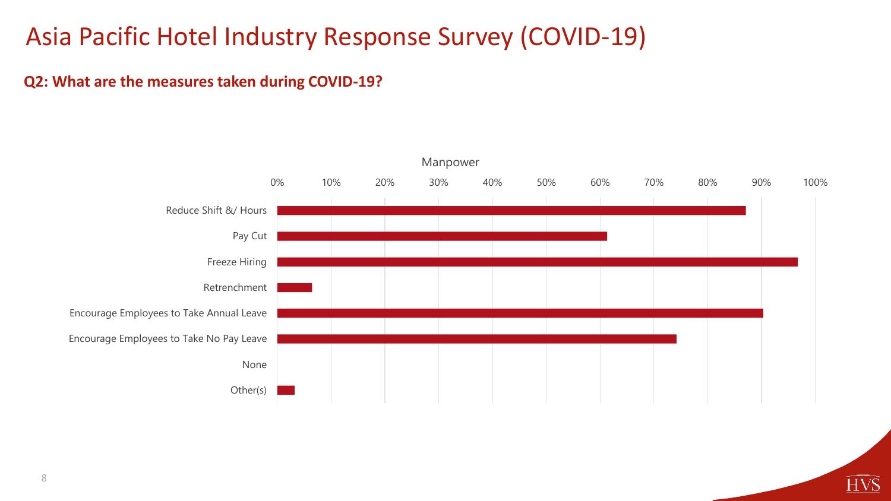# Asia Pacific Hotel Industry Response Survey (COVID-19)

**Q2: What are the measures taken during COVID-19?**

Manpower

0% 10% 20% 30% 40% 50% 60% 70% 80% 90% 100%

- Reduce Shift &/ Hours
- Pay Cut
- Freeze Hiring
- Retrenchment
- Encourage Employees to Take Annual Leave
- Encourage Employees to Take No Pay Leave
- None
- Other(s)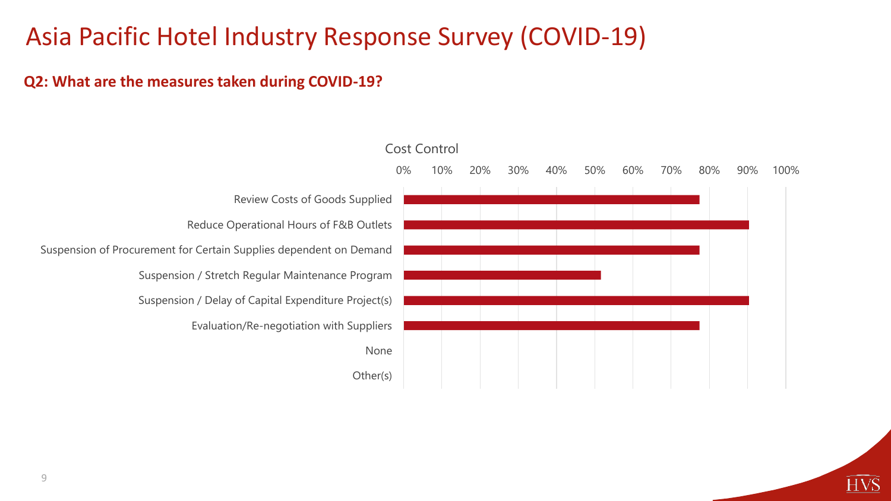# Asia Pacific Hotel Industry Response Survey (COVID-19)

**Q2: What are the measures taken during COVID-19?**

Cost Control

| Measure | Percentage |
|---|---|
| Review Costs of Goods Supplied | ~78% |
| Reduce Operational Hours of F&B Outlets | ~90% |
| Suspension of Procurement for Certain Supplies dependent on Demand | ~78% |
| Suspension / Stretch Regular Maintenance Program | ~52% |
| Suspension / Delay of Capital Expenditure Project(s) | ~90% |
| Evaluation/Re-negotiation with Suppliers | ~78% |
| None | 0% |
| Other(s) | 0% |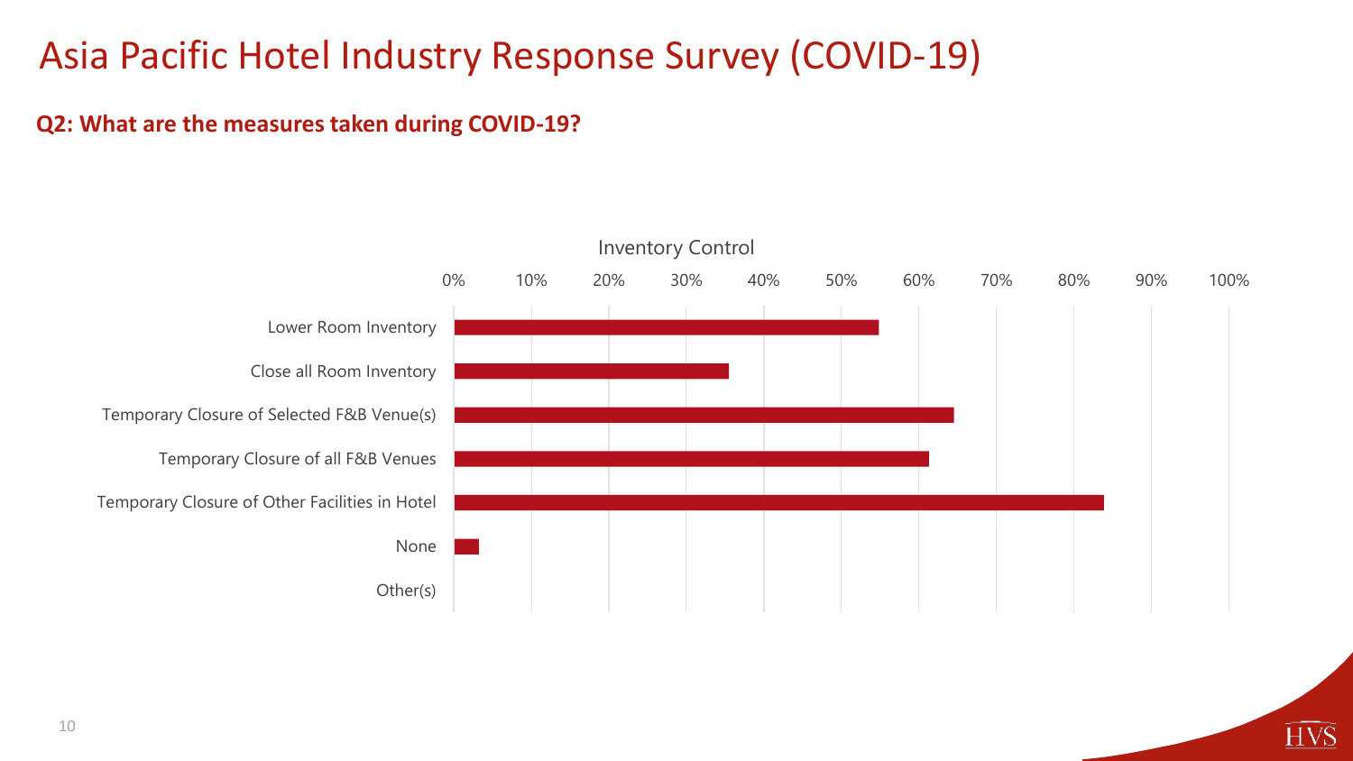# Asia Pacific Hotel Industry Response Survey (COVID-19)

**Q2: What are the measures taken during COVID-19?**

Inventory Control

| Measure | Approx. % |
|---|---|
| Lower Room Inventory | ~55% |
| Close all Room Inventory | ~35% |
| Temporary Closure of Selected F&B Venue(s) | ~64% |
| Temporary Closure of all F&B Venues | ~61% |
| Temporary Closure of Other Facilities in Hotel | ~84% |
| None | ~3% |
| Other(s) | 0% |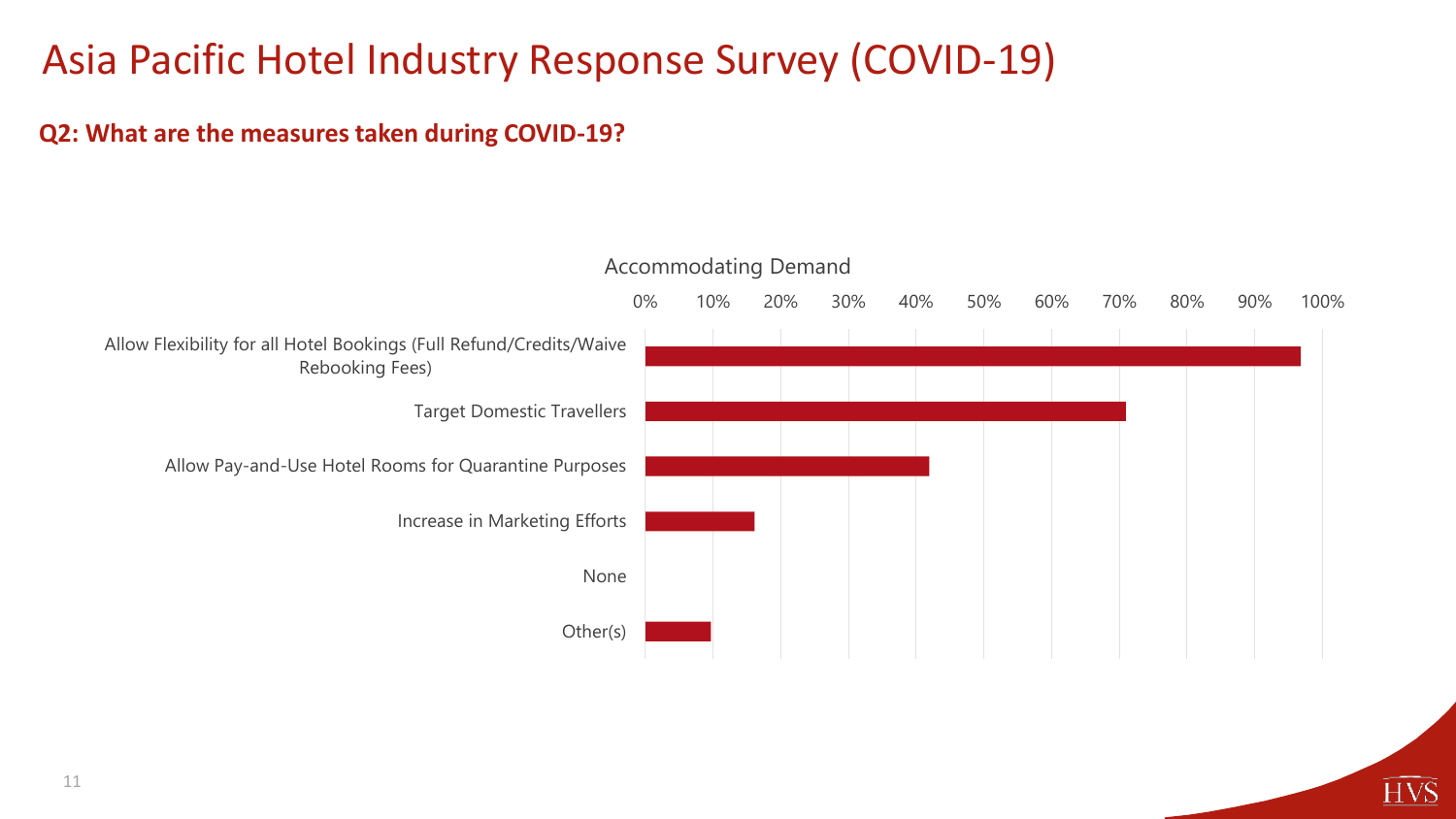# Asia Pacific Hotel Industry Response Survey (COVID-19)

**Q2: What are the measures taken during COVID-19?**

Accommodating Demand

| Measure | Approx. share (read from chart) |
|---|---|
| Allow Flexibility for all Hotel Bookings (Full Refund/Credits/Waive Rebooking Fees) | ~97% |
| Target Domestic Travellers | ~71% |
| Allow Pay-and-Use Hotel Rooms for Quarantine Purposes | ~42% |
| Increase in Marketing Efforts | ~16% |
| None | 0% |
| Other(s) | ~10% |

Axis: 0% 10% 20% 30% 40% 50% 60% 70% 80% 90% 100%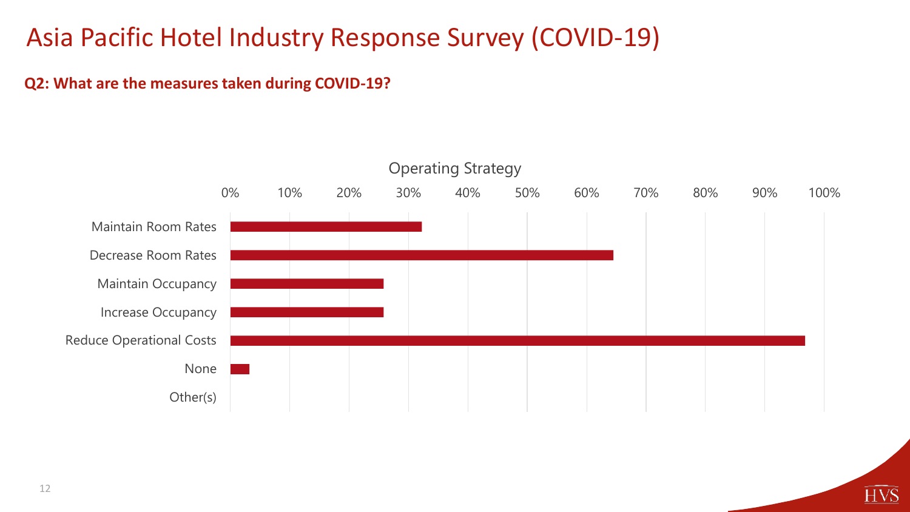# Asia Pacific Hotel Industry Response Survey (COVID-19)

**Q2: What are the measures taken during COVID-19?**

Operating Strategy

| Measure | Approx. share of respondents |
|---|---|
| Maintain Room Rates | ~32% |
| Decrease Room Rates | ~64% |
| Maintain Occupancy | ~26% |
| Increase Occupancy | ~26% |
| Reduce Operational Costs | ~97% |
| None | ~3% |
| Other(s) | 0% |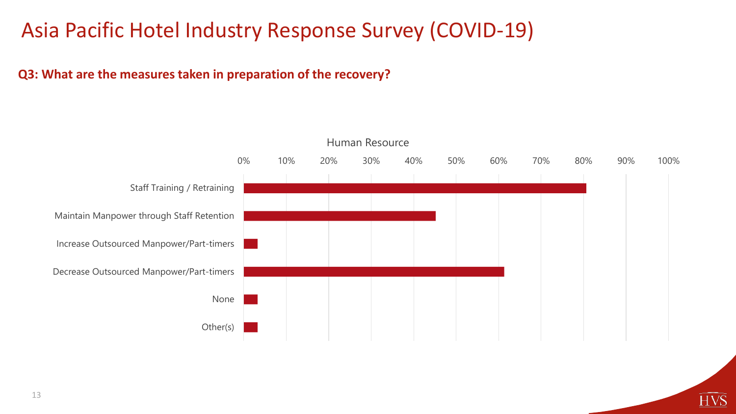# Asia Pacific Hotel Industry Response Survey (COVID-19)

**Q3: What are the measures taken in preparation of the recovery?**

Human Resource

0% 10% 20% 30% 40% 50% 60% 70% 80% 90% 100%

- Staff Training / Retraining
- Maintain Manpower through Staff Retention
- Increase Outsourced Manpower/Part-timers
- Decrease Outsourced Manpower/Part-timers
- None
- Other(s)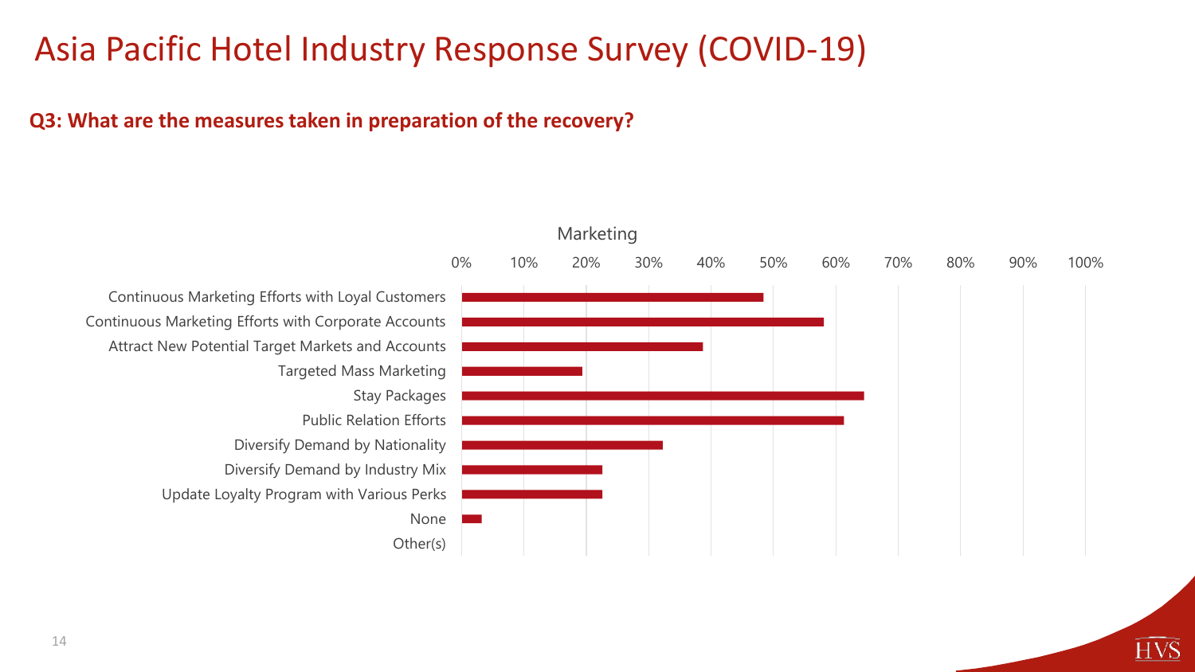# Asia Pacific Hotel Industry Response Survey (COVID-19)

**Q3: What are the measures taken in preparation of the recovery?**

Marketing

| Measure | Approx. share of respondents |
| --- | --- |
| Continuous Marketing Efforts with Loyal Customers | ~48% |
| Continuous Marketing Efforts with Corporate Accounts | ~58% |
| Attract New Potential Target Markets and Accounts | ~39% |
| Targeted Mass Marketing | ~19% |
| Stay Packages | ~65% |
| Public Relation Efforts | ~61% |
| Diversify Demand by Nationality | ~32% |
| Diversify Demand by Industry Mix | ~23% |
| Update Loyalty Program with Various Perks | ~23% |
| None | ~3% |
| Other(s) | 0% |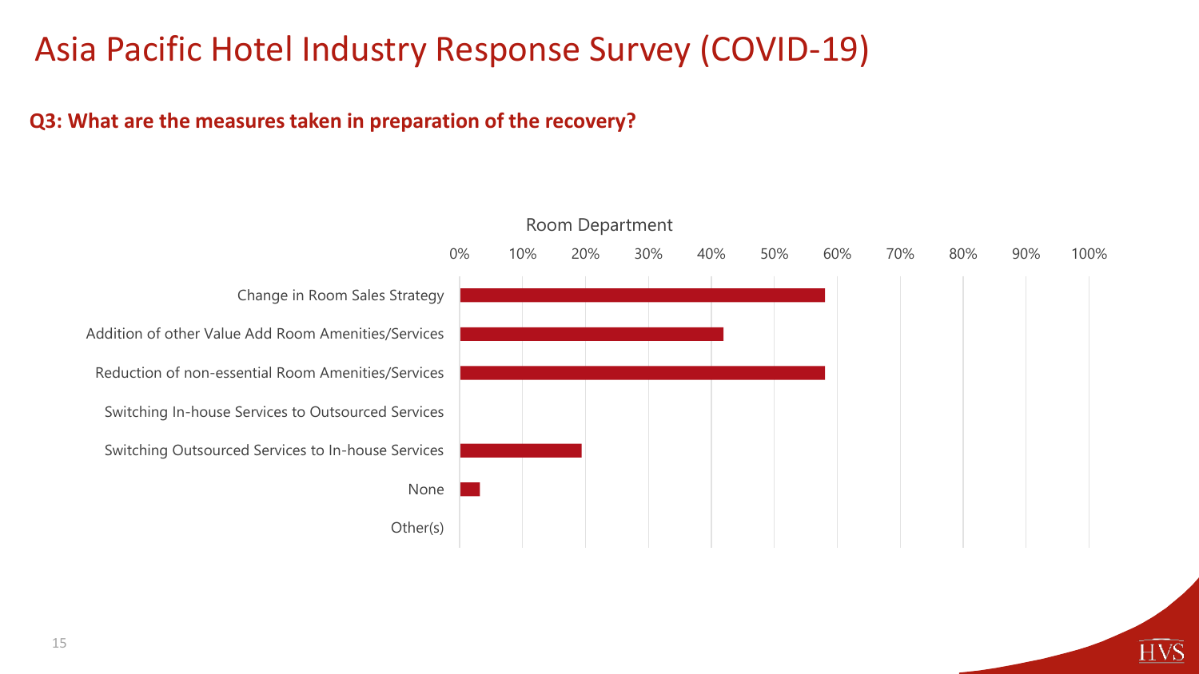# Asia Pacific Hotel Industry Response Survey (COVID-19)

**Q3: What are the measures taken in preparation of the recovery?**

Room Department

| Measure | Approx. % |
|---|---|
| Change in Room Sales Strategy | 58% |
| Addition of other Value Add Room Amenities/Services | 42% |
| Reduction of non-essential Room Amenities/Services | 58% |
| Switching In-house Services to Outsourced Services | 0% |
| Switching Outsourced Services to In-house Services | 19% |
| None | 3% |
| Other(s) | 0% |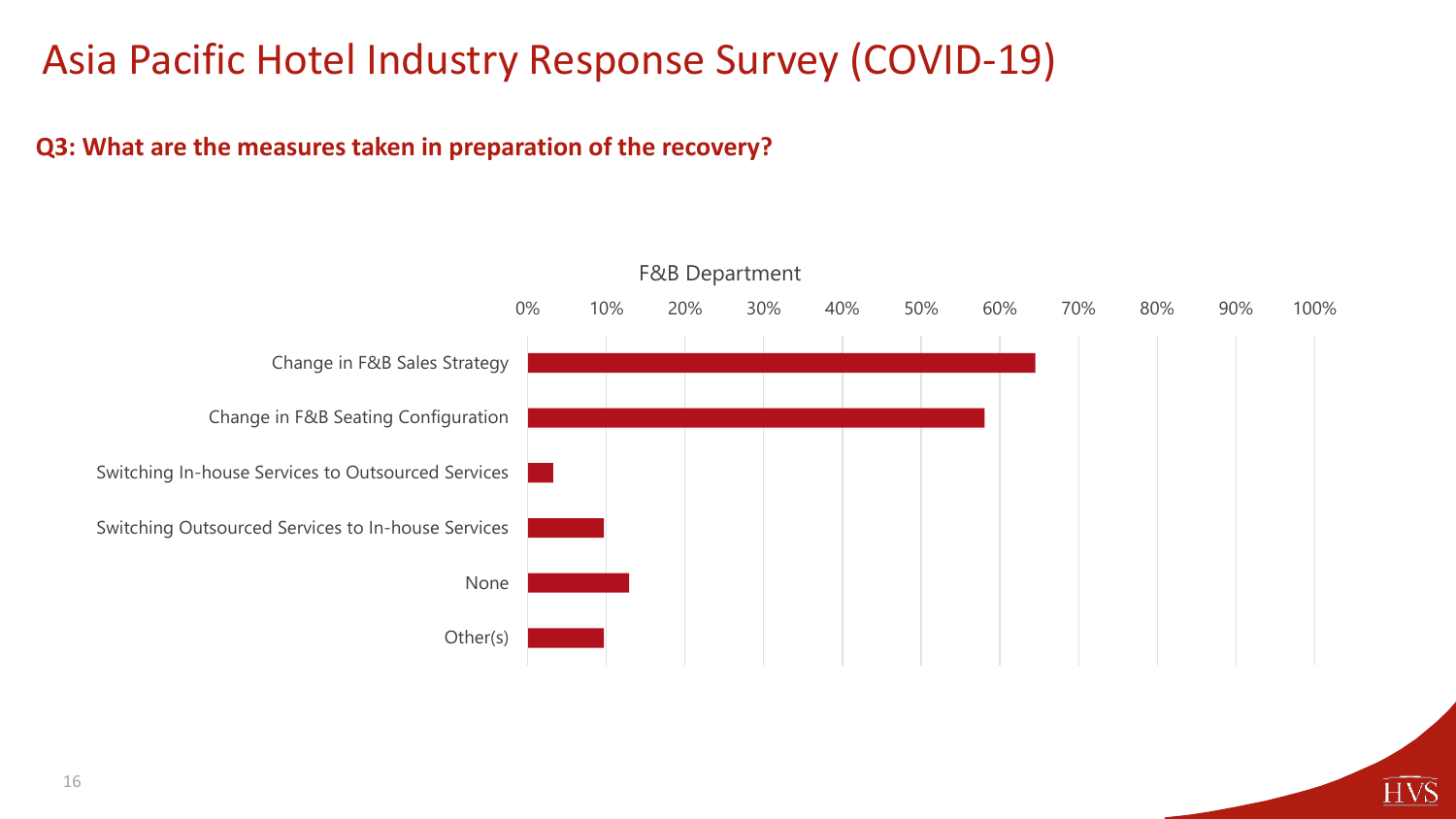# Asia Pacific Hotel Industry Response Survey (COVID-19)

**Q3: What are the measures taken in preparation of the recovery?**

F&B Department

0% 10% 20% 30% 40% 50% 60% 70% 80% 90% 100%

Change in F&B Sales Strategy

Change in F&B Seating Configuration

Switching In-house Services to Outsourced Services

Switching Outsourced Services to In-house Services

None

Other(s)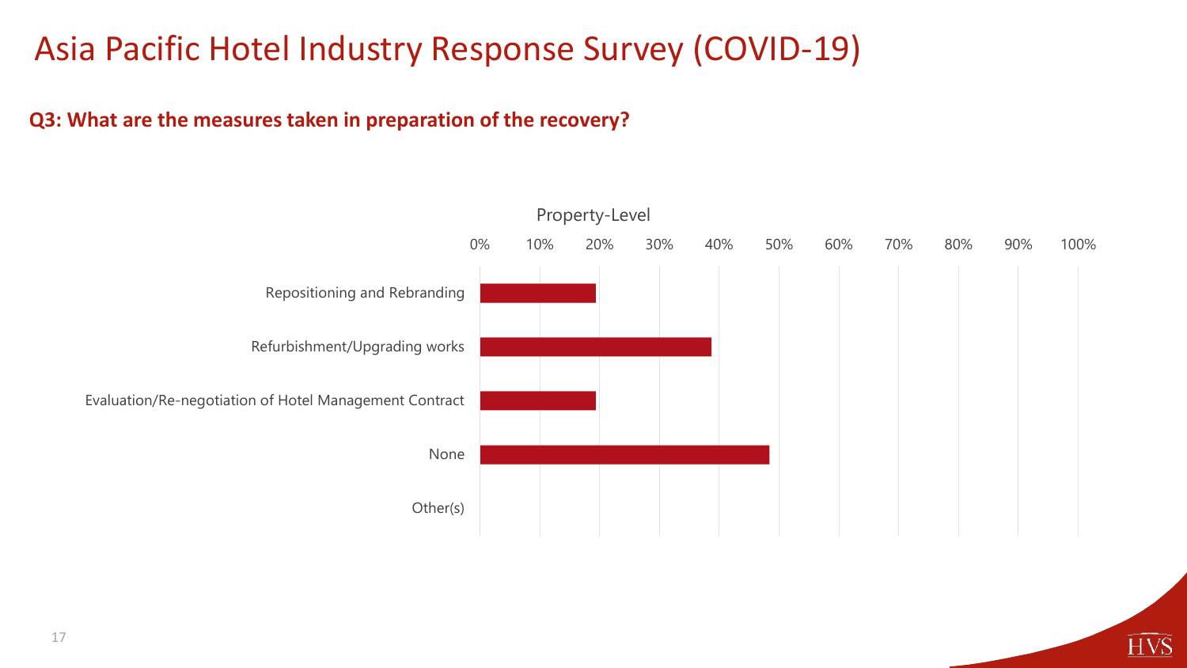# Asia Pacific Hotel Industry Response Survey (COVID-19)

**Q3: What are the measures taken in preparation of the recovery?**

Property-Level

| Measure | Share of respondents (approx.) |
| --- | --- |
| Repositioning and Rebranding | ~19% |
| Refurbishment/Upgrading works | ~39% |
| Evaluation/Re-negotiation of Hotel Management Contract | ~19% |
| None | ~48% |
| Other(s) | 0% |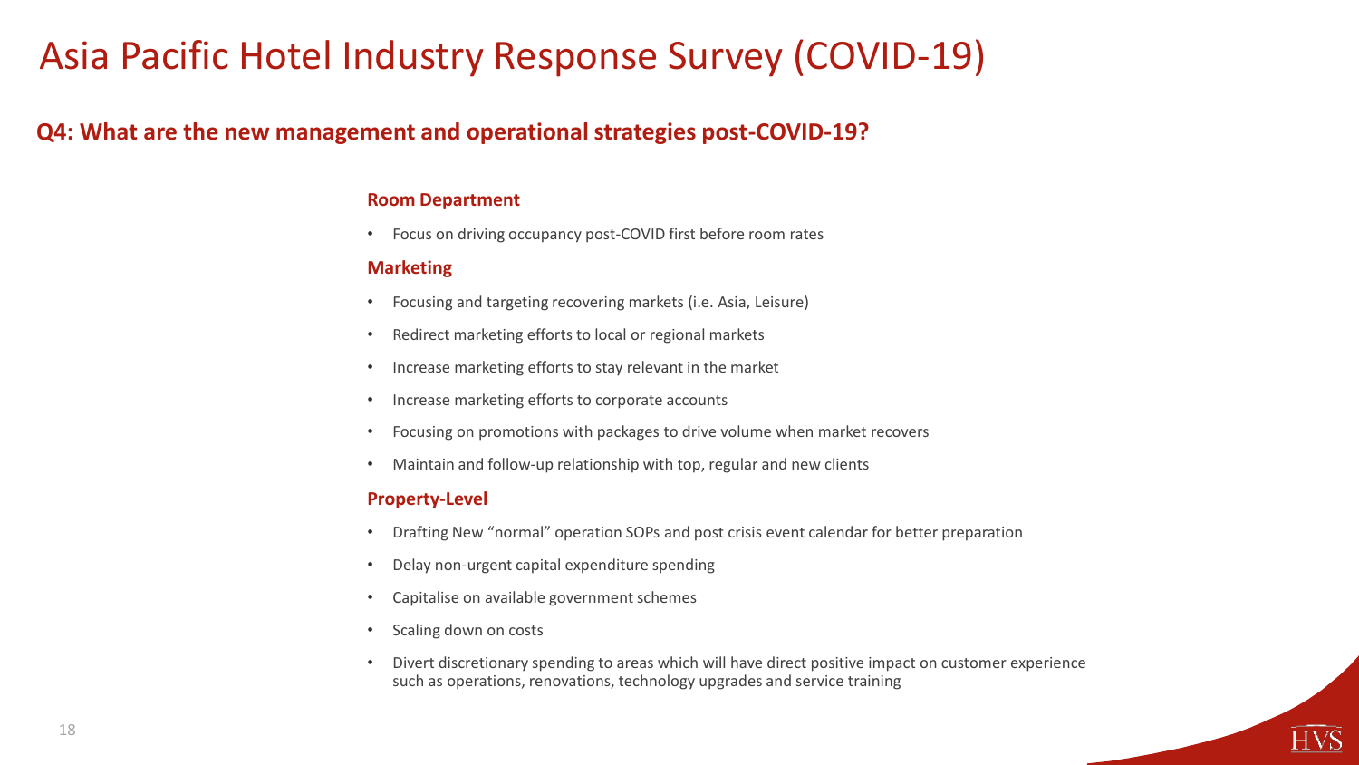# Asia Pacific Hotel Industry Response Survey (COVID-19)

## Q4: What are the new management and operational strategies post-COVID-19?

### Room Department

- Focus on driving occupancy post-COVID first before room rates

### Marketing

- Focusing and targeting recovering markets (i.e. Asia, Leisure)
- Redirect marketing efforts to local or regional markets
- Increase marketing efforts to stay relevant in the market
- Increase marketing efforts to corporate accounts
- Focusing on promotions with packages to drive volume when market recovers
- Maintain and follow-up relationship with top, regular and new clients

### Property-Level

- Drafting New "normal" operation SOPs and post crisis event calendar for better preparation
- Delay non-urgent capital expenditure spending
- Capitalise on available government schemes
- Scaling down on costs
- Divert discretionary spending to areas which will have direct positive impact on customer experience such as operations, renovations, technology upgrades and service training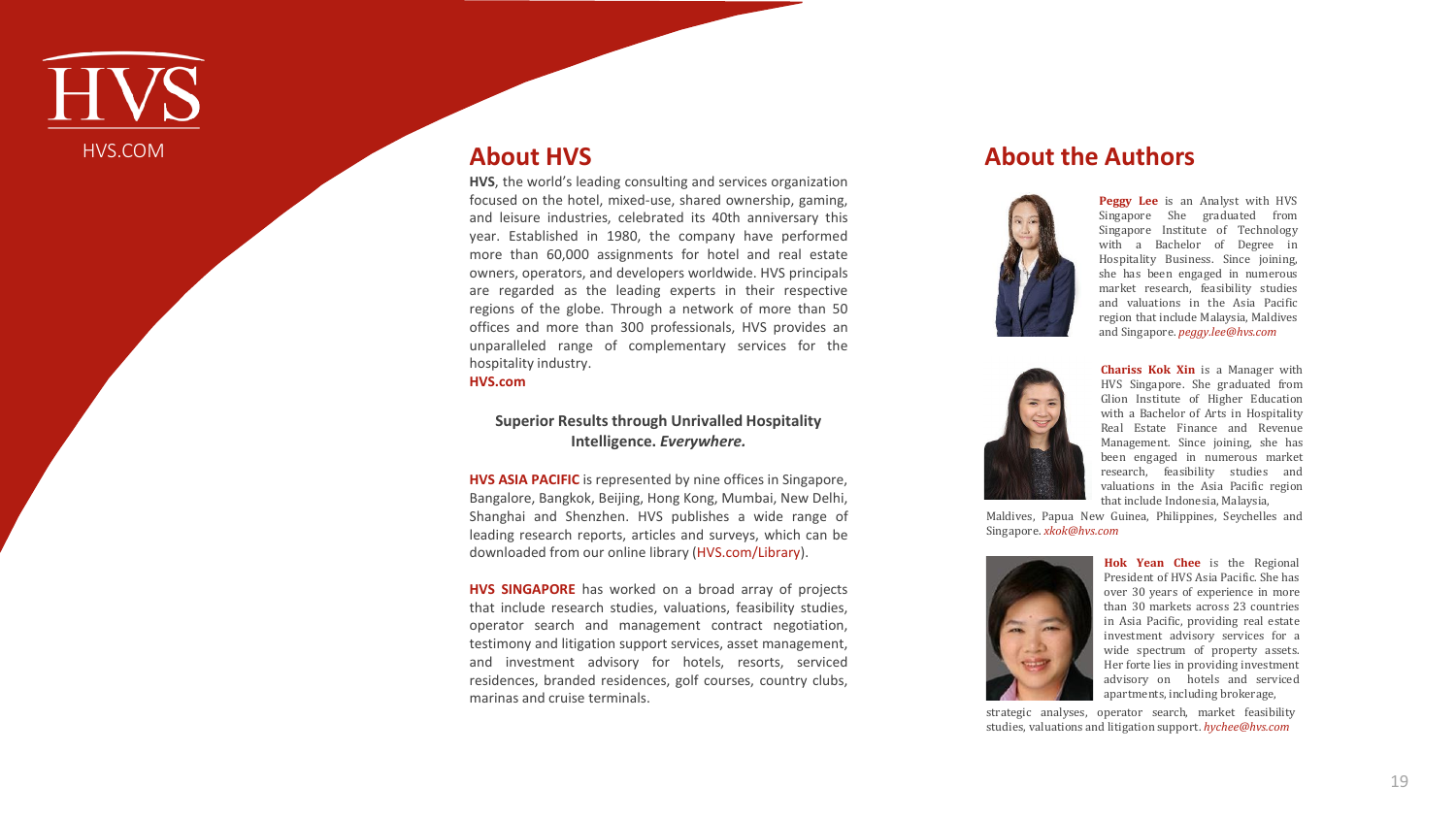HVS

HVS.COM

## About HVS

**HVS**, the world's leading consulting and services organization focused on the hotel, mixed-use, shared ownership, gaming, and leisure industries, celebrated its 40th anniversary this year. Established in 1980, the company have performed more than 60,000 assignments for hotel and real estate owners, operators, and developers worldwide. HVS principals are regarded as the leading experts in their respective regions of the globe. Through a network of more than 50 offices and more than 300 professionals, HVS provides an unparalleled range of complementary services for the hospitality industry.
**HVS.com**

**Superior Results through Unrivalled Hospitality Intelligence. *Everywhere.***

**HVS ASIA PACIFIC** is represented by nine offices in Singapore, Bangalore, Bangkok, Beijing, Hong Kong, Mumbai, New Delhi, Shanghai and Shenzhen. HVS publishes a wide range of leading research reports, articles and surveys, which can be downloaded from our online library (HVS.com/Library).

**HVS SINGAPORE** has worked on a broad array of projects that include research studies, valuations, feasibility studies, operator search and management contract negotiation, testimony and litigation support services, asset management, and investment advisory for hotels, resorts, serviced residences, branded residences, golf courses, country clubs, marinas and cruise terminals.

## About the Authors

**Peggy Lee** is an Analyst with HVS Singapore She graduated from Singapore Institute of Technology with a Bachelor of Degree in Hospitality Business. Since joining, she has been engaged in numerous market research, feasibility studies and valuations in the Asia Pacific region that include Malaysia, Maldives and Singapore. *peggy.lee@hvs.com*

**Chariss Kok Xin** is a Manager with HVS Singapore. She graduated from Glion Institute of Higher Education with a Bachelor of Arts in Hospitality Real Estate Finance and Revenue Management. Since joining, she has been engaged in numerous market research, feasibility studies and valuations in the Asia Pacific region that include Indonesia, Malaysia, Maldives, Papua New Guinea, Philippines, Seychelles and Singapore. *xkok@hvs.com*

**Hok Yean Chee** is the Regional President of HVS Asia Pacific. She has over 30 years of experience in more than 30 markets across 23 countries in Asia Pacific, providing real estate investment advisory services for a wide spectrum of property assets. Her forte lies in providing investment advisory on hotels and serviced apartments, including brokerage, strategic analyses, operator search, market feasibility studies, valuations and litigation support. *hychee@hvs.com*